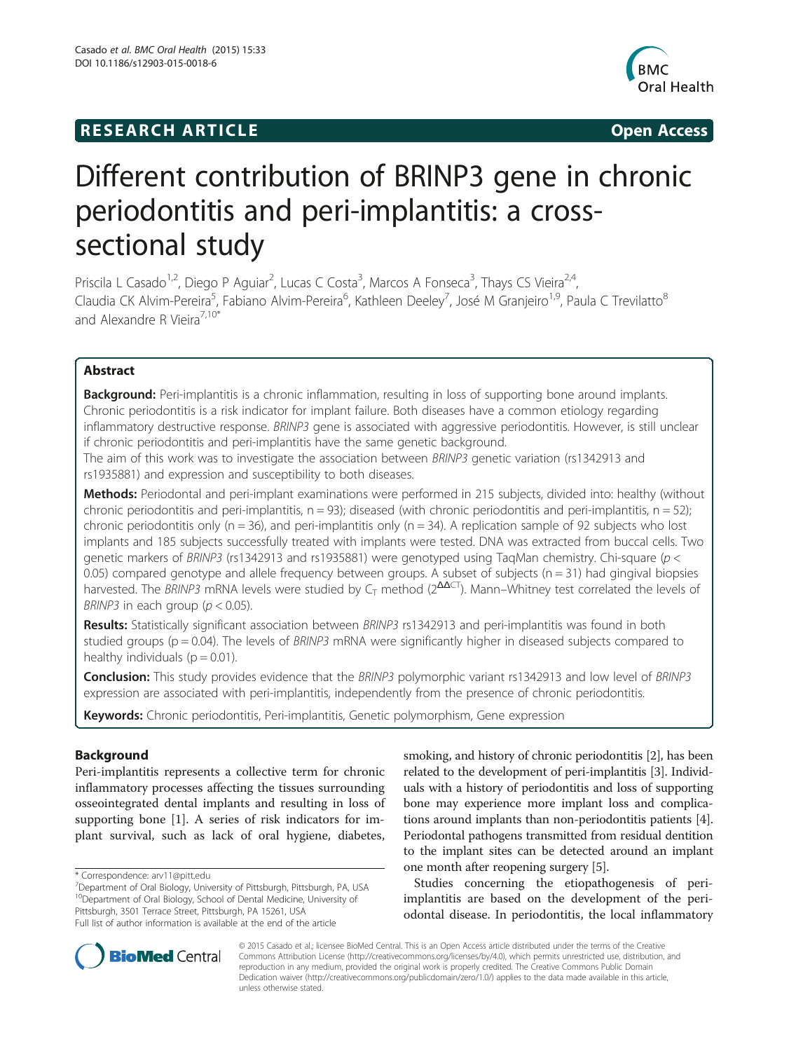RESEARCH ARTICLE

Open Access

# Different contribution of BRINP3 gene in chronic periodontitis and peri-implantitis: a cross-sectional study

Priscila L Casado[1,2], Diego P Aguiar[2], Lucas C Costa[3], Marcos A Fonseca[3], Thays CS Vieira[2,4], Claudia CK Alvim-Pereira[5], Fabiano Alvim-Pereira[6], Kathleen Deeley[7], José M Granjeiro[1,9], Paula C Trevilatto[8] and Alexandre R Vieira[7,10*]

## Abstract

**Background:** Peri-implantitis is a chronic inflammation, resulting in loss of supporting bone around implants. Chronic periodontitis is a risk indicator for implant failure. Both diseases have a common etiology regarding inflammatory destructive response. *BRINP3* gene is associated with aggressive periodontitis. However, is still unclear if chronic periodontitis and peri-implantitis have the same genetic background.

The aim of this work was to investigate the association between *BRINP3* genetic variation (rs1342913 and rs1935881) and expression and susceptibility to both diseases.

**Methods:** Periodontal and peri-implant examinations were performed in 215 subjects, divided into: healthy (without chronic periodontitis and peri-implantitis, n = 93); diseased (with chronic periodontitis and peri-implantitis, n = 52); chronic periodontitis only (n = 36), and peri-implantitis only (n = 34). A replication sample of 92 subjects who lost implants and 185 subjects successfully treated with implants were tested. DNA was extracted from buccal cells. Two genetic markers of *BRINP3* (rs1342913 and rs1935881) were genotyped using TaqMan chemistry. Chi-square ($p < 0.05$) compared genotype and allele frequency between groups. A subset of subjects (n = 31) had gingival biopsies harvested. The *BRINP3* mRNA levels were studied by $C_T$ method ($2^{\Delta\Delta CT}$). Mann–Whitney test correlated the levels of *BRINP3* in each group ($p < 0.05$).

**Results:** Statistically significant association between *BRINP3* rs1342913 and peri-implantitis was found in both studied groups (p = 0.04). The levels of *BRINP3* mRNA were significantly higher in diseased subjects compared to healthy individuals (p = 0.01).

**Conclusion:** This study provides evidence that the *BRINP3* polymorphic variant rs1342913 and low level of *BRINP3* expression are associated with peri-implantitis, independently from the presence of chronic periodontitis.

**Keywords:** Chronic periodontitis, Peri-implantitis, Genetic polymorphism, Gene expression

## Background

Peri-implantitis represents a collective term for chronic inflammatory processes affecting the tissues surrounding osseointegrated dental implants and resulting in loss of supporting bone [1]. A series of risk indicators for implant survival, such as lack of oral hygiene, diabetes, smoking, and history of chronic periodontitis [2], has been related to the development of peri-implantitis [3]. Individuals with a history of periodontitis and loss of supporting bone may experience more implant loss and complications around implants than non-periodontitis patients [4]. Periodontal pathogens transmitted from residual dentition to the implant sites can be detected around an implant one month after reopening surgery [5].

Studies concerning the etiopathogenesis of peri-implantitis are based on the development of the periodontal disease. In periodontitis, the local inflammatory

\* Correspondence: arv11@pitt.edu
[7]Department of Oral Biology, University of Pittsburgh, Pittsburgh, PA, USA
[10]Department of Oral Biology, School of Dental Medicine, University of Pittsburgh, 3501 Terrace Street, Pittsburgh, PA 15261, USA
Full list of author information is available at the end of the article

© 2015 Casado et al.; licensee BioMed Central. This is an Open Access article distributed under the terms of the Creative Commons Attribution License (http://creativecommons.org/licenses/by/4.0), which permits unrestricted use, distribution, and reproduction in any medium, provided the original work is properly credited. The Creative Commons Public Domain Dedication waiver (http://creativecommons.org/publicdomain/zero/1.0/) applies to the data made available in this article, unless otherwise stated.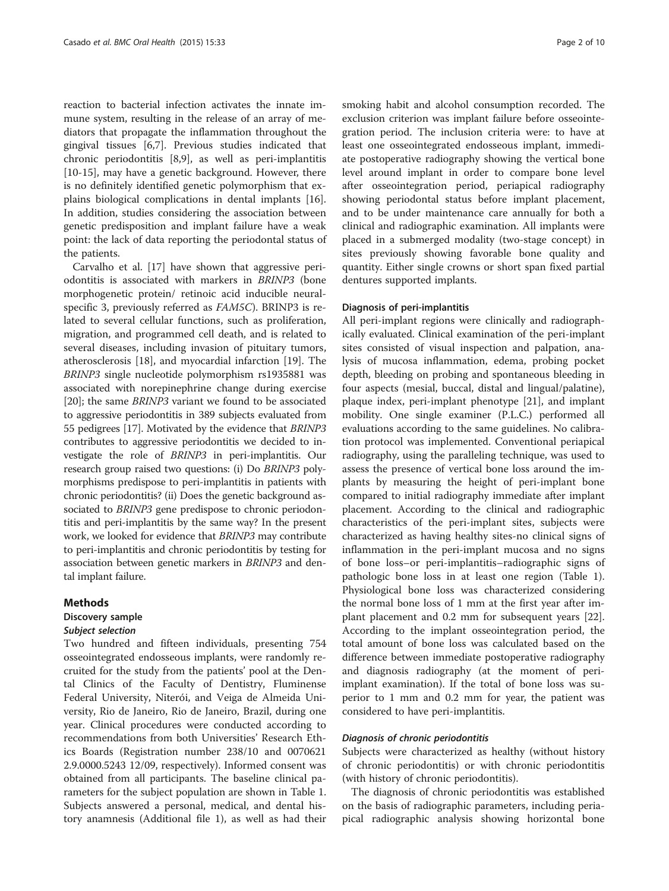reaction to bacterial infection activates the innate immune system, resulting in the release of an array of mediators that propagate the inflammation throughout the gingival tissues [6,7]. Previous studies indicated that chronic periodontitis [8,9], as well as peri-implantitis [10-15], may have a genetic background. However, there is no definitely identified genetic polymorphism that explains biological complications in dental implants [16]. In addition, studies considering the association between genetic predisposition and implant failure have a weak point: the lack of data reporting the periodontal status of the patients.

Carvalho et al. [17] have shown that aggressive periodontitis is associated with markers in *BRINP3* (bone morphogenetic protein/ retinoic acid inducible neural-specific 3, previously referred as *FAM5C*). BRINP3 is related to several cellular functions, such as proliferation, migration, and programmed cell death, and is related to several diseases, including invasion of pituitary tumors, atherosclerosis [18], and myocardial infarction [19]. The *BRINP3* single nucleotide polymorphism rs1935881 was associated with norepinephrine change during exercise [20]; the same *BRINP3* variant we found to be associated to aggressive periodontitis in 389 subjects evaluated from 55 pedigrees [17]. Motivated by the evidence that *BRINP3* contributes to aggressive periodontitis we decided to investigate the role of *BRINP3* in peri-implantitis. Our research group raised two questions: (i) Do *BRINP3* polymorphisms predispose to peri-implantitis in patients with chronic periodontitis? (ii) Does the genetic background associated to *BRINP3* gene predispose to chronic periodontitis and peri-implantitis by the same way? In the present work, we looked for evidence that *BRINP3* may contribute to peri-implantitis and chronic periodontitis by testing for association between genetic markers in *BRINP3* and dental implant failure.

## Methods

### Discovery sample

#### *Subject selection*

Two hundred and fifteen individuals, presenting 754 osseointegrated endosseous implants, were randomly recruited for the study from the patients' pool at the Dental Clinics of the Faculty of Dentistry, Fluminense Federal University, Niterói, and Veiga de Almeida University, Rio de Janeiro, Rio de Janeiro, Brazil, during one year. Clinical procedures were conducted according to recommendations from both Universities' Research Ethics Boards (Registration number 238/10 and 0070621 2.9.0000.5243 12/09, respectively). Informed consent was obtained from all participants. The baseline clinical parameters for the subject population are shown in Table 1. Subjects answered a personal, medical, and dental history anamnesis (Additional file 1), as well as had their smoking habit and alcohol consumption recorded. The exclusion criterion was implant failure before osseointegration period. The inclusion criteria were: to have at least one osseointegrated endosseous implant, immediate postoperative radiography showing the vertical bone level around implant in order to compare bone level after osseointegration period, periapical radiography showing periodontal status before implant placement, and to be under maintenance care annually for both a clinical and radiographic examination. All implants were placed in a submerged modality (two-stage concept) in sites previously showing favorable bone quality and quantity. Either single crowns or short span fixed partial dentures supported implants.

#### Diagnosis of peri-implantitis

All peri-implant regions were clinically and radiographically evaluated. Clinical examination of the peri-implant sites consisted of visual inspection and palpation, analysis of mucosa inflammation, edema, probing pocket depth, bleeding on probing and spontaneous bleeding in four aspects (mesial, buccal, distal and lingual/palatine), plaque index, peri-implant phenotype [21], and implant mobility. One single examiner (P.L.C.) performed all evaluations according to the same guidelines. No calibration protocol was implemented. Conventional periapical radiography, using the paralleling technique, was used to assess the presence of vertical bone loss around the implants by measuring the height of peri-implant bone compared to initial radiography immediate after implant placement. According to the clinical and radiographic characteristics of the peri-implant sites, subjects were characterized as having healthy sites-no clinical signs of inflammation in the peri-implant mucosa and no signs of bone loss–or peri-implantitis–radiographic signs of pathologic bone loss in at least one region (Table 1). Physiological bone loss was characterized considering the normal bone loss of 1 mm at the first year after implant placement and 0.2 mm for subsequent years [22]. According to the implant osseointegration period, the total amount of bone loss was calculated based on the difference between immediate postoperative radiography and diagnosis radiography (at the moment of peri-implant examination). If the total of bone loss was superior to 1 mm and 0.2 mm for year, the patient was considered to have peri-implantitis.

#### *Diagnosis of chronic periodontitis*

Subjects were characterized as healthy (without history of chronic periodontitis) or with chronic periodontitis (with history of chronic periodontitis).

The diagnosis of chronic periodontitis was established on the basis of radiographic parameters, including periapical radiographic analysis showing horizontal bone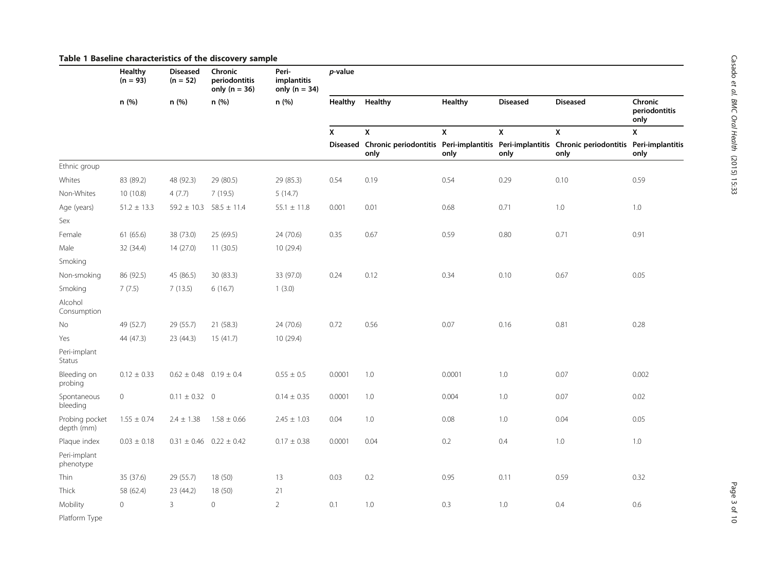**Table 1 Baseline characteristics of the discovery sample**

| | Healthy (n = 93) | Diseased (n = 52) | Chronic periodontitis only (n = 36) | Peri-implantitis only (n = 34) | *p*-value | | | | | |
|---|---|---|---|---|---|---|---|---|---|---|
| | n (%) | n (%) | n (%) | n (%) | Healthy | Healthy | Healthy | Diseased | Diseased | Chronic periodontitis only |
| | | | | | X | X | X | X | X | X |
| | | | | | Diseased | Chronic periodontitis only | Peri-implantitis only | Peri-implantitis only | Chronic periodontitis only | Peri-implantitis only |
| Ethnic group | | | | | | | | | | |
| Whites | 83 (89.2) | 48 (92.3) | 29 (80.5) | 29 (85.3) | 0.54 | 0.19 | 0.54 | 0.29 | 0.10 | 0.59 |
| Non-Whites | 10 (10.8) | 4 (7.7) | 7 (19.5) | 5 (14.7) | | | | | | |
| Age (years) | 51.2 ± 13.3 | 59.2 ± 10.3 | 58.5 ± 11.4 | 55.1 ± 11.8 | 0.001 | 0.01 | 0.68 | 0.71 | 1.0 | 1.0 |
| Sex | | | | | | | | | | |
| Female | 61 (65.6) | 38 (73.0) | 25 (69.5) | 24 (70.6) | 0.35 | 0.67 | 0.59 | 0.80 | 0.71 | 0.91 |
| Male | 32 (34.4) | 14 (27.0) | 11 (30.5) | 10 (29.4) | | | | | | |
| Smoking | | | | | | | | | | |
| Non-smoking | 86 (92.5) | 45 (86.5) | 30 (83.3) | 33 (97.0) | 0.24 | 0.12 | 0.34 | 0.10 | 0.67 | 0.05 |
| Smoking | 7 (7.5) | 7 (13.5) | 6 (16.7) | 1 (3.0) | | | | | | |
| Alcohol Consumption | | | | | | | | | | |
| No | 49 (52.7) | 29 (55.7) | 21 (58.3) | 24 (70.6) | 0.72 | 0.56 | 0.07 | 0.16 | 0.81 | 0.28 |
| Yes | 44 (47.3) | 23 (44.3) | 15 (41.7) | 10 (29.4) | | | | | | |
| Peri-implant Status | | | | | | | | | | |
| Bleeding on probing | 0.12 ± 0.33 | 0.62 ± 0.48 | 0.19 ± 0.4 | 0.55 ± 0.5 | 0.0001 | 1.0 | 0.0001 | 1.0 | 0.07 | 0.002 |
| Spontaneous bleeding | 0 | 0.11 ± 0.32 | 0 | 0.14 ± 0.35 | 0.0001 | 1.0 | 0.004 | 1.0 | 0.07 | 0.02 |
| Probing pocket depth (mm) | 1.55 ± 0.74 | 2.4 ± 1.38 | 1.58 ± 0.66 | 2.45 ± 1.03 | 0.04 | 1.0 | 0.08 | 1.0 | 0.04 | 0.05 |
| Plaque index | 0.03 ± 0.18 | 0.31 ± 0.46 | 0.22 ± 0.42 | 0.17 ± 0.38 | 0.0001 | 0.04 | 0.2 | 0.4 | 1.0 | 1.0 |
| Peri-implant phenotype | | | | | | | | | | |
| Thin | 35 (37.6) | 29 (55.7) | 18 (50) | 13 | 0.03 | 0.2 | 0.95 | 0.11 | 0.59 | 0.32 |
| Thick | 58 (62.4) | 23 (44.2) | 18 (50) | 21 | | | | | | |
| Mobility | 0 | 3 | 0 | 2 | 0.1 | 1.0 | 0.3 | 1.0 | 0.4 | 0.6 |
| Platform Type | | | | | | | | | | |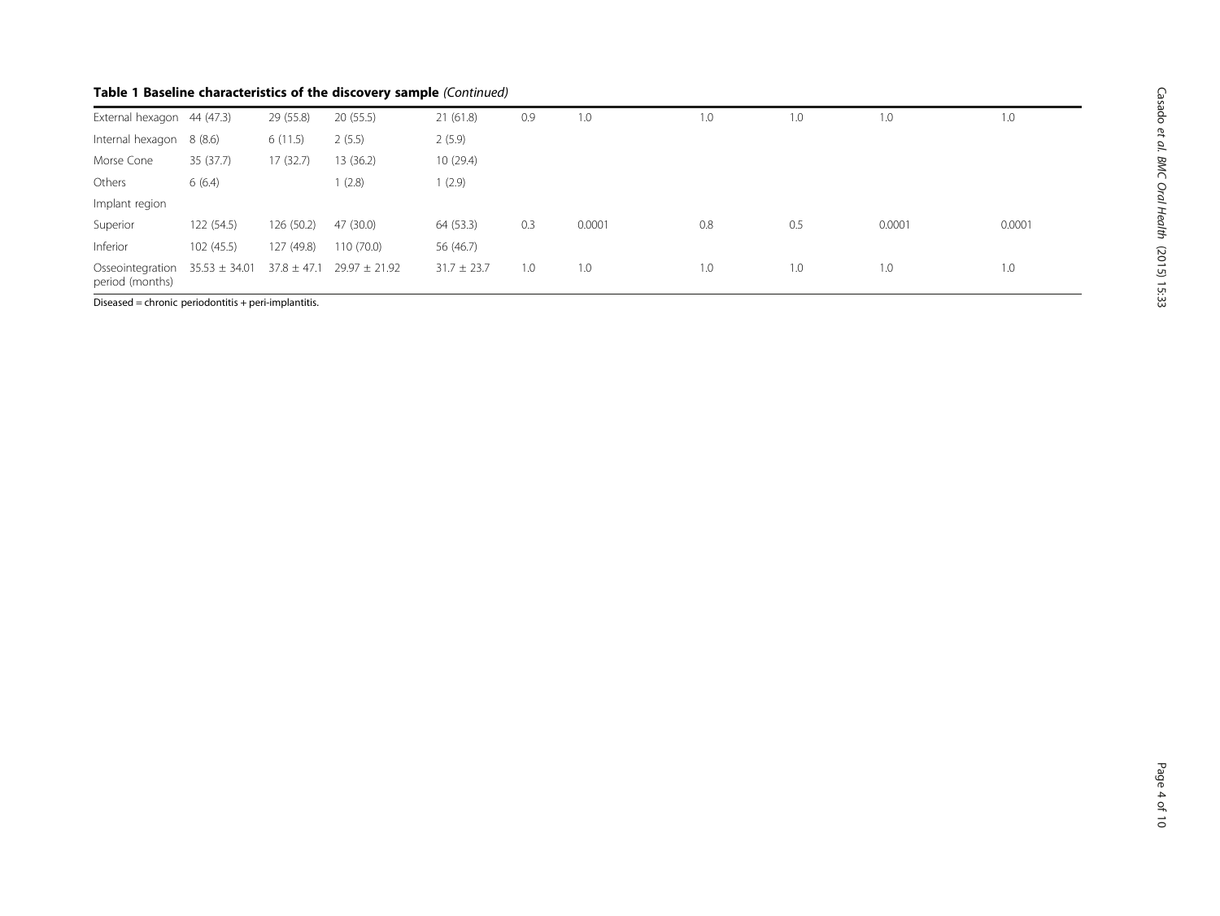**Table 1 Baseline characteristics of the discovery sample** *(Continued)*

| | | | | | | | | | | |
|---|---|---|---|---|---|---|---|---|---|---|
| External hexagon | 44 (47.3) | 29 (55.8) | 20 (55.5) | 21 (61.8) | 0.9 | 1.0 | 1.0 | 1.0 | 1.0 | 1.0 |
| Internal hexagon | 8 (8.6) | 6 (11.5) | 2 (5.5) | 2 (5.9) | | | | | | |
| Morse Cone | 35 (37.7) | 17 (32.7) | 13 (36.2) | 10 (29.4) | | | | | | |
| Others | 6 (6.4) | | 1 (2.8) | 1 (2.9) | | | | | | |
| Implant region | | | | | | | | | | |
| Superior | 122 (54.5) | 126 (50.2) | 47 (30.0) | 64 (53.3) | 0.3 | 0.0001 | 0.8 | 0.5 | 0.0001 | 0.0001 |
| Inferior | 102 (45.5) | 127 (49.8) | 110 (70.0) | 56 (46.7) | | | | | | |
| Osseointegration period (months) | 35.53 ± 34.01 | 37.8 ± 47.1 | 29.97 ± 21.92 | 31.7 ± 23.7 | 1.0 | 1.0 | 1.0 | 1.0 | 1.0 | 1.0 |

Diseased = chronic periodontitis + peri-implantitis.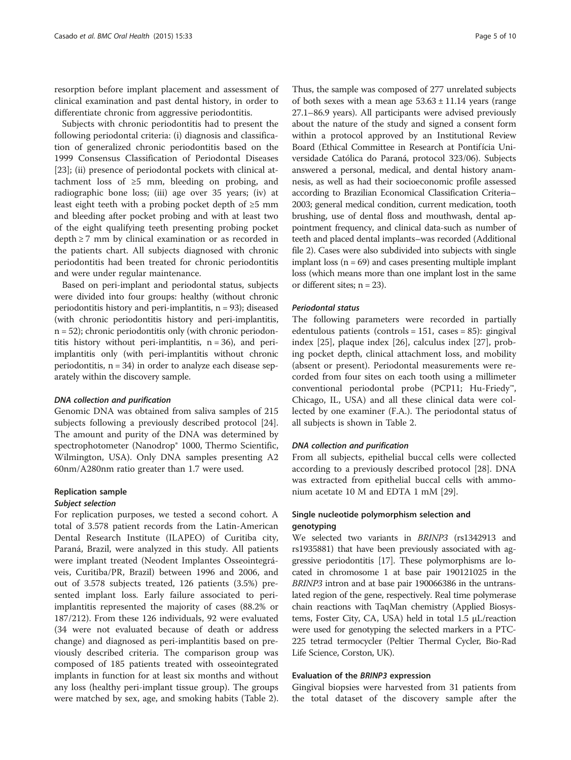resorption before implant placement and assessment of clinical examination and past dental history, in order to differentiate chronic from aggressive periodontitis.

Subjects with chronic periodontitis had to present the following periodontal criteria: (i) diagnosis and classification of generalized chronic periodontitis based on the 1999 Consensus Classification of Periodontal Diseases [23]; (ii) presence of periodontal pockets with clinical attachment loss of ≥5 mm, bleeding on probing, and radiographic bone loss; (iii) age over 35 years; (iv) at least eight teeth with a probing pocket depth of ≥5 mm and bleeding after pocket probing and with at least two of the eight qualifying teeth presenting probing pocket depth ≥ 7 mm by clinical examination or as recorded in the patients chart. All subjects diagnosed with chronic periodontitis had been treated for chronic periodontitis and were under regular maintenance.

Based on peri-implant and periodontal status, subjects were divided into four groups: healthy (without chronic periodontitis history and peri-implantitis, n = 93); diseased (with chronic periodontitis history and peri-implantitis, n = 52); chronic periodontitis only (with chronic periodontitis history without peri-implantitis, n = 36), and peri-implantitis only (with peri-implantitis without chronic periodontitis, n = 34) in order to analyze each disease separately within the discovery sample.

#### *DNA collection and purification*

Genomic DNA was obtained from saliva samples of 215 subjects following a previously described protocol [24]. The amount and purity of the DNA was determined by spectrophotometer (Nanodrop® 1000, Thermo Scientific, Wilmington, USA). Only DNA samples presenting A2 60nm/A280nm ratio greater than 1.7 were used.

### Replication sample

#### *Subject selection*

For replication purposes, we tested a second cohort. A total of 3.578 patient records from the Latin-American Dental Research Institute (ILAPEO) of Curitiba city, Paraná, Brazil, were analyzed in this study. All patients were implant treated (Neodent Implantes Osseointegráveis, Curitiba/PR, Brazil) between 1996 and 2006, and out of 3.578 subjects treated, 126 patients (3.5%) presented implant loss. Early failure associated to peri-implantitis represented the majority of cases (88.2% or 187/212). From these 126 individuals, 92 were evaluated (34 were not evaluated because of death or address change) and diagnosed as peri-implantitis based on previously described criteria. The comparison group was composed of 185 patients treated with osseointegrated implants in function for at least six months and without any loss (healthy peri-implant tissue group). The groups were matched by sex, age, and smoking habits (Table 2). Thus, the sample was composed of 277 unrelated subjects of both sexes with a mean age 53.63 ± 11.14 years (range 27.1–86.9 years). All participants were advised previously about the nature of the study and signed a consent form within a protocol approved by an Institutional Review Board (Ethical Committee in Research at Pontifícia Universidade Católica do Paraná, protocol 323/06). Subjects answered a personal, medical, and dental history anamnesis, as well as had their socioeconomic profile assessed according to Brazilian Economical Classification Criteria–2003; general medical condition, current medication, tooth brushing, use of dental floss and mouthwash, dental appointment frequency, and clinical data-such as number of teeth and placed dental implants–was recorded (Additional file 2). Cases were also subdivided into subjects with single implant loss (n = 69) and cases presenting multiple implant loss (which means more than one implant lost in the same or different sites; n = 23).

#### *Periodontal status*

The following parameters were recorded in partially edentulous patients (controls = 151, cases = 85): gingival index [25], plaque index [26], calculus index [27], probing pocket depth, clinical attachment loss, and mobility (absent or present). Periodontal measurements were recorded from four sites on each tooth using a millimeter conventional periodontal probe (PCP11; Hu-Friedy™, Chicago, IL, USA) and all these clinical data were collected by one examiner (F.A.). The periodontal status of all subjects is shown in Table 2.

#### *DNA collection and purification*

From all subjects, epithelial buccal cells were collected according to a previously described protocol [28]. DNA was extracted from epithelial buccal cells with ammonium acetate 10 M and EDTA 1 mM [29].

### Single nucleotide polymorphism selection and genotyping

We selected two variants in *BRINP3* (rs1342913 and rs1935881) that have been previously associated with aggressive periodontitis [17]. These polymorphisms are located in chromosome 1 at base pair 190121025 in the *BRINP3* intron and at base pair 190066386 in the untranslated region of the gene, respectively. Real time polymerase chain reactions with TaqMan chemistry (Applied Biosystems, Foster City, CA, USA) held in total 1.5 μL/reaction were used for genotyping the selected markers in a PTC-225 tetrad termocycler (Peltier Thermal Cycler, Bio-Rad Life Science, Corston, UK).

### Evaluation of the *BRINP3* expression

Gingival biopsies were harvested from 31 patients from the total dataset of the discovery sample after the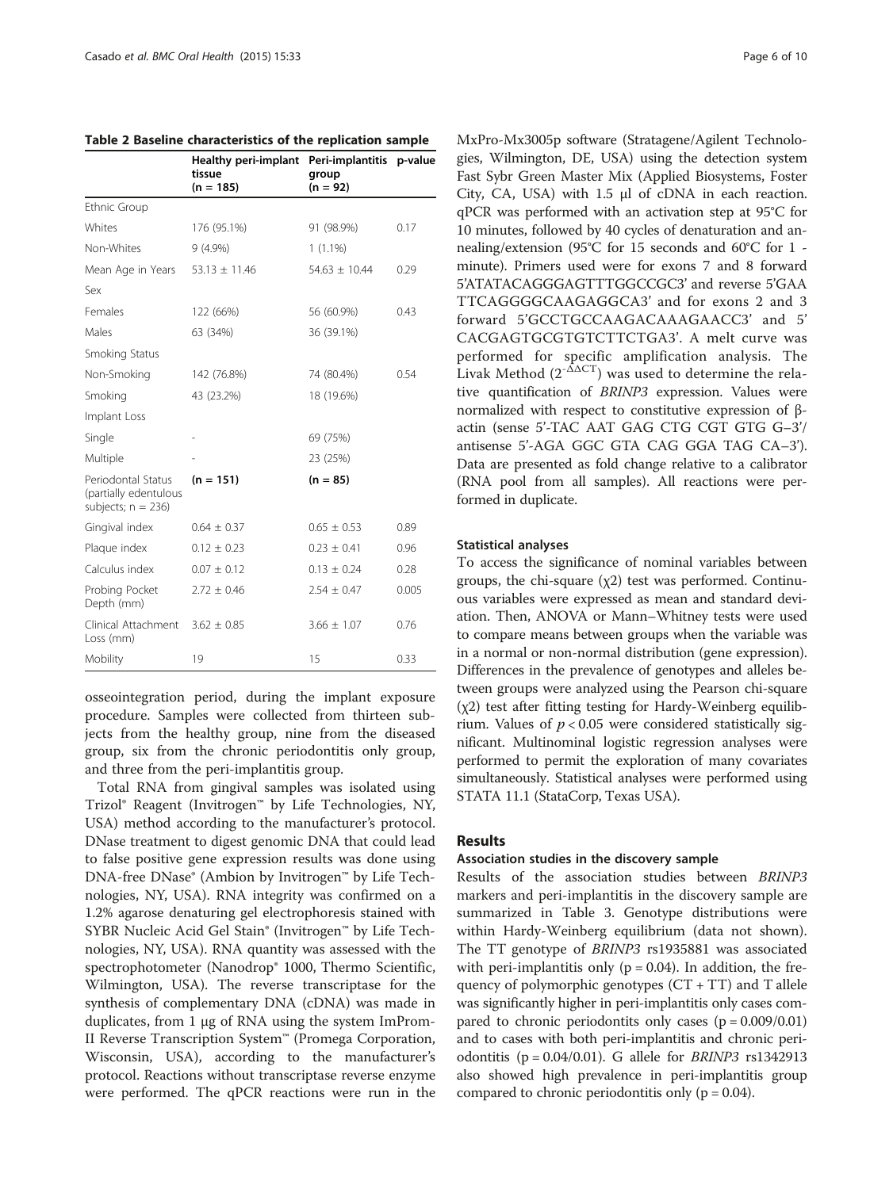**Table 2 Baseline characteristics of the replication sample**

| | Healthy peri-implant tissue (n = 185) | Peri-implantitis group (n = 92) | p-value |
|---|---|---|---|
| Ethnic Group | | | |
| Whites | 176 (95.1%) | 91 (98.9%) | 0.17 |
| Non-Whites | 9 (4.9%) | 1 (1.1%) | |
| Mean Age in Years | 53.13 ± 11.46 | 54.63 ± 10.44 | 0.29 |
| Sex | | | |
| Females | 122 (66%) | 56 (60.9%) | 0.43 |
| Males | 63 (34%) | 36 (39.1%) | |
| Smoking Status | | | |
| Non-Smoking | 142 (76.8%) | 74 (80.4%) | 0.54 |
| Smoking | 43 (23.2%) | 18 (19.6%) | |
| Implant Loss | | | |
| Single | - | 69 (75%) | |
| Multiple | - | 23 (25%) | |
| Periodontal Status (partially edentulous subjects; n = 236) | (n = 151) | (n = 85) | |
| Gingival index | 0.64 ± 0.37 | 0.65 ± 0.53 | 0.89 |
| Plaque index | 0.12 ± 0.23 | 0.23 ± 0.41 | 0.96 |
| Calculus index | 0.07 ± 0.12 | 0.13 ± 0.24 | 0.28 |
| Probing Pocket Depth (mm) | 2.72 ± 0.46 | 2.54 ± 0.47 | 0.005 |
| Clinical Attachment Loss (mm) | 3.62 ± 0.85 | 3.66 ± 1.07 | 0.76 |
| Mobility | 19 | 15 | 0.33 |

osseointegration period, during the implant exposure procedure. Samples were collected from thirteen subjects from the healthy group, nine from the diseased group, six from the chronic periodontitis only group, and three from the peri-implantitis group.

Total RNA from gingival samples was isolated using Trizol® Reagent (Invitrogen™ by Life Technologies, NY, USA) method according to the manufacturer's protocol. DNase treatment to digest genomic DNA that could lead to false positive gene expression results was done using DNA-free DNase® (Ambion by Invitrogen™ by Life Technologies, NY, USA). RNA integrity was confirmed on a 1.2% agarose denaturing gel electrophoresis stained with SYBR Nucleic Acid Gel Stain® (Invitrogen™ by Life Technologies, NY, USA). RNA quantity was assessed with the spectrophotometer (Nanodrop® 1000, Thermo Scientific, Wilmington, USA). The reverse transcriptase for the synthesis of complementary DNA (cDNA) was made in duplicates, from 1 μg of RNA using the system ImProm-II Reverse Transcription System™ (Promega Corporation, Wisconsin, USA), according to the manufacturer's protocol. Reactions without transcriptase reverse enzyme were performed. The qPCR reactions were run in the MxPro-Mx3005p software (Stratagene/Agilent Technologies, Wilmington, DE, USA) using the detection system Fast Sybr Green Master Mix (Applied Biosystems, Foster City, CA, USA) with 1.5 μl of cDNA in each reaction. qPCR was performed with an activation step at 95°C for 10 minutes, followed by 40 cycles of denaturation and annealing/extension (95°C for 15 seconds and 60°C for 1 - minute). Primers used were for exons 7 and 8 forward 5'ATATACAGGGAGTTTGGCCGC3' and reverse 5'GAA TTCAGGGGCAAGAGGCA3' and for exons 2 and 3 forward 5'GCCTGCCAAGACAAAGAACC3' and 5' CACGAGTGCGTGTCTTCTGA3'. A melt curve was performed for specific amplification analysis. The Livak Method ($2^{-\Delta\Delta CT}$) was used to determine the relative quantification of *BRINP3* expression. Values were normalized with respect to constitutive expression of β-actin (sense 5'-TAC AAT GAG CTG CGT GTG G–3'/ antisense 5'-AGA GGC GTA CAG GGA TAG CA–3'). Data are presented as fold change relative to a calibrator (RNA pool from all samples). All reactions were performed in duplicate.

#### Statistical analyses

To access the significance of nominal variables between groups, the chi-square ($\chi 2$) test was performed. Continuous variables were expressed as mean and standard deviation. Then, ANOVA or Mann–Whitney tests were used to compare means between groups when the variable was in a normal or non-normal distribution (gene expression). Differences in the prevalence of genotypes and alleles between groups were analyzed using the Pearson chi-square ($\chi 2$) test after fitting testing for Hardy-Weinberg equilibrium. Values of $p < 0.05$ were considered statistically significant. Multinominal logistic regression analyses were performed to permit the exploration of many covariates simultaneously. Statistical analyses were performed using STATA 11.1 (StataCorp, Texas USA).

## Results

#### Association studies in the discovery sample

Results of the association studies between *BRINP3* markers and peri-implantitis in the discovery sample are summarized in Table 3. Genotype distributions were within Hardy-Weinberg equilibrium (data not shown). The TT genotype of *BRINP3* rs1935881 was associated with peri-implantitis only (p = 0.04). In addition, the frequency of polymorphic genotypes (CT + TT) and T allele was significantly higher in peri-implantitis only cases compared to chronic periodontits only cases (p = 0.009/0.01) and to cases with both peri-implantitis and chronic periodontitis (p = 0.04/0.01). G allele for *BRINP3* rs1342913 also showed high prevalence in peri-implantitis group compared to chronic periodontitis only (p = 0.04).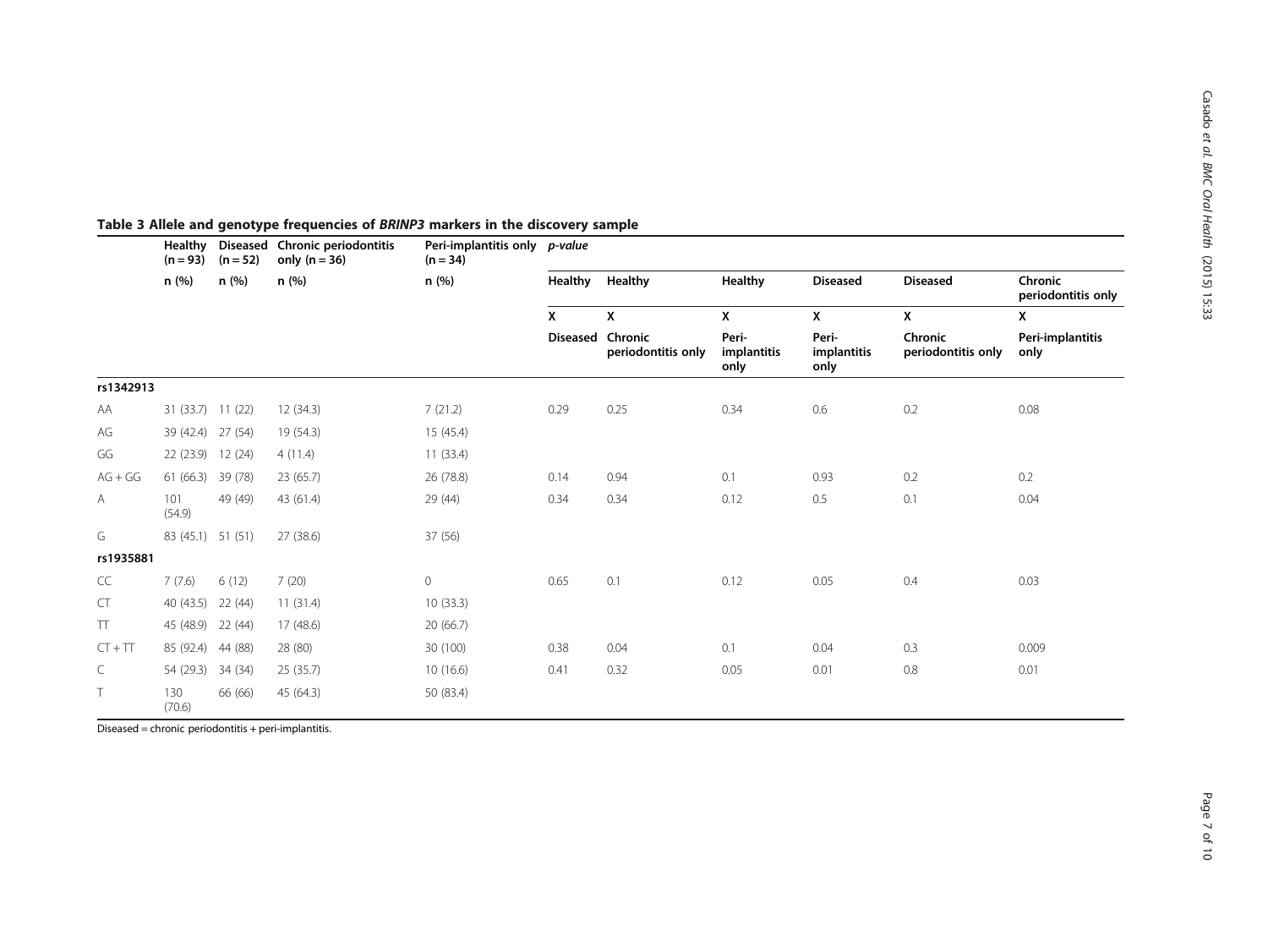**Table 3 Allele and genotype frequencies of *BRINP3* markers in the discovery sample**

| | Healthy (n = 93) | Diseased (n = 52) | Chronic periodontitis only (n = 36) | Peri-implantitis only (n = 34) | *p-value* | | | | | |
|---|---|---|---|---|---|---|---|---|---|---|
| | n (%) | n (%) | n (%) | n (%) | Healthy X Diseased | Healthy X Chronic periodontitis only | Healthy X Peri-implantitis only | Diseased X Peri-implantitis only | Diseased X Chronic periodontitis only | Chronic periodontitis only X Peri-implantitis only |
| **rs1342913** | | | | | | | | | | |
| AA | 31 (33.7) | 11 (22) | 12 (34.3) | 7 (21.2) | 0.29 | 0.25 | 0.34 | 0.6 | 0.2 | 0.08 |
| AG | 39 (42.4) | 27 (54) | 19 (54.3) | 15 (45.4) | | | | | | |
| GG | 22 (23.9) | 12 (24) | 4 (11.4) | 11 (33.4) | | | | | | |
| AG + GG | 61 (66.3) | 39 (78) | 23 (65.7) | 26 (78.8) | 0.14 | 0.94 | 0.1 | 0.93 | 0.2 | 0.2 |
| A | 101 (54.9) | 49 (49) | 43 (61.4) | 29 (44) | 0.34 | 0.34 | 0.12 | 0.5 | 0.1 | 0.04 |
| G | 83 (45.1) | 51 (51) | 27 (38.6) | 37 (56) | | | | | | |
| **rs1935881** | | | | | | | | | | |
| CC | 7 (7.6) | 6 (12) | 7 (20) | 0 | 0.65 | 0.1 | 0.12 | 0.05 | 0.4 | 0.03 |
| CT | 40 (43.5) | 22 (44) | 11 (31.4) | 10 (33.3) | | | | | | |
| TT | 45 (48.9) | 22 (44) | 17 (48.6) | 20 (66.7) | | | | | | |
| CT + TT | 85 (92.4) | 44 (88) | 28 (80) | 30 (100) | 0.38 | 0.04 | 0.1 | 0.04 | 0.3 | 0.009 |
| C | 54 (29.3) | 34 (34) | 25 (35.7) | 10 (16.6) | 0.41 | 0.32 | 0.05 | 0.01 | 0.8 | 0.01 |
| T | 130 (70.6) | 66 (66) | 45 (64.3) | 50 (83.4) | | | | | | |

Diseased = chronic periodontitis + peri-implantitis.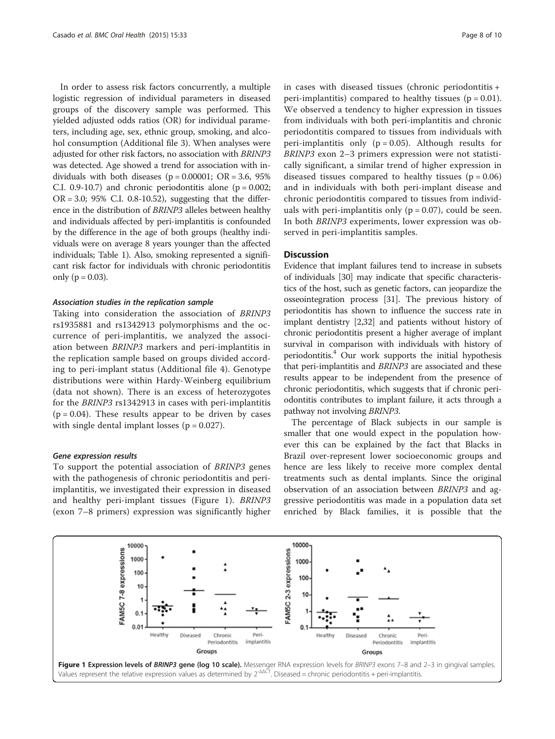In order to assess risk factors concurrently, a multiple logistic regression of individual parameters in diseased groups of the discovery sample was performed. This yielded adjusted odds ratios (OR) for individual parameters, including age, sex, ethnic group, smoking, and alcohol consumption (Additional file 3). When analyses were adjusted for other risk factors, no association with *BRINP3* was detected. Age showed a trend for association with individuals with both diseases ($p = 0.00001$; OR = 3.6, 95% C.I. 0.9-10.7) and chronic periodontitis alone ($p = 0.002$; OR = 3.0; 95% C.I. 0.8-10.52), suggesting that the difference in the distribution of *BRINP3* alleles between healthy and individuals affected by peri-implantitis is confounded by the difference in the age of both groups (healthy individuals were on average 8 years younger than the affected individuals; Table 1). Also, smoking represented a significant risk factor for individuals with chronic periodontitis only ($p = 0.03$).

#### *Association studies in the replication sample*

Taking into consideration the association of *BRINP3* rs1935881 and rs1342913 polymorphisms and the occurrence of peri-implantitis, we analyzed the association between *BRINP3* markers and peri-implantitis in the replication sample based on groups divided according to peri-implant status (Additional file 4). Genotype distributions were within Hardy-Weinberg equilibrium (data not shown). There is an excess of heterozygotes for the *BRINP3* rs1342913 in cases with peri-implantitis ($p = 0.04$). These results appear to be driven by cases with single dental implant losses ($p = 0.027$).

#### *Gene expression results*

To support the potential association of *BRINP3* genes with the pathogenesis of chronic periodontitis and peri-implantitis, we investigated their expression in diseased and healthy peri-implant tissues (Figure 1). *BRINP3* (exon 7–8 primers) expression was significantly higher in cases with diseased tissues (chronic periodontitis + peri-implantitis) compared to healthy tissues ($p = 0.01$). We observed a tendency to higher expression in tissues from individuals with both peri-implantitis and chronic periodontitis compared to tissues from individuals with peri-implantitis only ($p = 0.05$). Although results for *BRINP3* exon 2–3 primers expression were not statistically significant, a similar trend of higher expression in diseased tissues compared to healthy tissues ($p = 0.06$) and in individuals with both peri-implant disease and chronic periodontitis compared to tissues from individuals with peri-implantitis only ($p = 0.07$), could be seen. In both *BRINP3* experiments, lower expression was observed in peri-implantitis samples.

### Discussion

Evidence that implant failures tend to increase in subsets of individuals [30] may indicate that specific characteristics of the host, such as genetic factors, can jeopardize the osseointegration process [31]. The previous history of periodontitis has shown to influence the success rate in implant dentistry [2,32] and patients without history of chronic periodontitis present a higher average of implant survival in comparison with individuals with history of periodontitis.[4] Our work supports the initial hypothesis that peri-implantitis and *BRINP3* are associated and these results appear to be independent from the presence of chronic periodontitis, which suggests that if chronic periodontitis contributes to implant failure, it acts through a pathway not involving *BRINP3*.

The percentage of Black subjects in our sample is smaller that one would expect in the population however this can be explained by the fact that Blacks in Brazil over-represent lower socioeconomic groups and hence are less likely to receive more complex dental treatments such as dental implants. Since the original observation of an association between *BRINP3* and aggressive periodontitis was made in a population data set enriched by Black families, it is possible that the

**Figure 1 Expression levels of *BRINP3* gene (log 10 scale).** Messenger RNA expression levels for *BRINP3* exons 7–8 and 2–3 in gingival samples. Values represent the relative expression values as determined by $2^{-\Delta\Delta CT}$. Diseased = chronic periodontitis + peri-implantitis.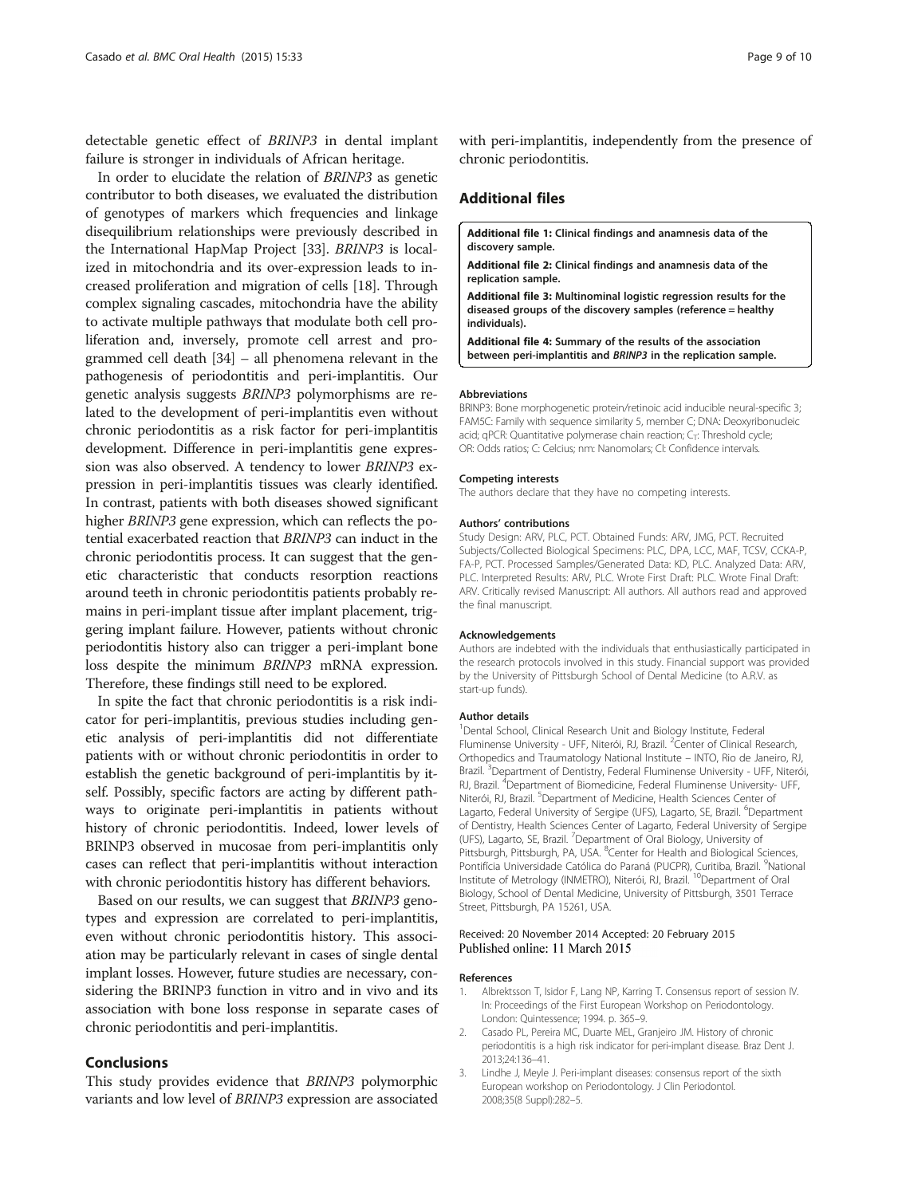detectable genetic effect of *BRINP3* in dental implant failure is stronger in individuals of African heritage.

In order to elucidate the relation of *BRINP3* as genetic contributor to both diseases, we evaluated the distribution of genotypes of markers which frequencies and linkage disequilibrium relationships were previously described in the International HapMap Project [33]. *BRINP3* is localized in mitochondria and its over-expression leads to increased proliferation and migration of cells [18]. Through complex signaling cascades, mitochondria have the ability to activate multiple pathways that modulate both cell proliferation and, inversely, promote cell arrest and programmed cell death [34] – all phenomena relevant in the pathogenesis of periodontitis and peri-implantitis. Our genetic analysis suggests *BRINP3* polymorphisms are related to the development of peri-implantitis even without chronic periodontitis as a risk factor for peri-implantitis development. Difference in peri-implantitis gene expression was also observed. A tendency to lower *BRINP3* expression in peri-implantitis tissues was clearly identified. In contrast, patients with both diseases showed significant higher *BRINP3* gene expression, which can reflects the potential exacerbated reaction that *BRINP3* can induct in the chronic periodontitis process. It can suggest that the genetic characteristic that conducts resorption reactions around teeth in chronic periodontitis patients probably remains in peri-implant tissue after implant placement, triggering implant failure. However, patients without chronic periodontitis history also can trigger a peri-implant bone loss despite the minimum *BRINP3* mRNA expression. Therefore, these findings still need to be explored.

In spite the fact that chronic periodontitis is a risk indicator for peri-implantitis, previous studies including genetic analysis of peri-implantitis did not differentiate patients with or without chronic periodontitis in order to establish the genetic background of peri-implantitis by itself. Possibly, specific factors are acting by different pathways to originate peri-implantitis in patients without history of chronic periodontitis. Indeed, lower levels of BRINP3 observed in mucosae from peri-implantitis only cases can reflect that peri-implantitis without interaction with chronic periodontitis history has different behaviors.

Based on our results, we can suggest that *BRINP3* genotypes and expression are correlated to peri-implantitis, even without chronic periodontitis history. This association may be particularly relevant in cases of single dental implant losses. However, future studies are necessary, considering the BRINP3 function in vitro and in vivo and its association with bone loss response in separate cases of chronic periodontitis and peri-implantitis.

## Conclusions

This study provides evidence that *BRINP3* polymorphic variants and low level of *BRINP3* expression are associated with peri-implantitis, independently from the presence of chronic periodontitis.

## Additional files

**Additional file 1: Clinical findings and anamnesis data of the discovery sample.**

**Additional file 2: Clinical findings and anamnesis data of the replication sample.**

**Additional file 3: Multinominal logistic regression results for the diseased groups of the discovery samples (reference = healthy individuals).**

**Additional file 4: Summary of the results of the association between peri-implantitis and *BRINP3* in the replication sample.**

#### Abbreviations

BRINP3: Bone morphogenetic protein/retinoic acid inducible neural-specific 3; FAM5C: Family with sequence similarity 5, member C; DNA: Deoxyribonucleic acid; qPCR: Quantitative polymerase chain reaction; $C_T$: Threshold cycle; OR: Odds ratios; C: Celcius; nm: Nanomolars; CI: Confidence intervals.

#### Competing interests

The authors declare that they have no competing interests.

#### Authors' contributions

Study Design: ARV, PLC, PCT. Obtained Funds: ARV, JMG, PCT. Recruited Subjects/Collected Biological Specimens: PLC, DPA, LCC, MAF, TCSV, CCKA-P, FA-P, PCT. Processed Samples/Generated Data: KD, PLC. Analyzed Data: ARV, PLC. Interpreted Results: ARV, PLC. Wrote First Draft: PLC. Wrote Final Draft: ARV. Critically revised Manuscript: All authors. All authors read and approved the final manuscript.

#### Acknowledgements

Authors are indebted with the individuals that enthusiastically participated in the research protocols involved in this study. Financial support was provided by the University of Pittsburgh School of Dental Medicine (to A.R.V. as start-up funds).

#### Author details

[1]Dental School, Clinical Research Unit and Biology Institute, Federal Fluminense University - UFF, Niterói, RJ, Brazil. [2]Center of Clinical Research, Orthopedics and Traumatology National Institute – INTO, Rio de Janeiro, RJ, Brazil. [3]Department of Dentistry, Federal Fluminense University - UFF, Niterói, RJ, Brazil. [4]Department of Biomedicine, Federal Fluminense University- UFF, Niterói, RJ, Brazil. [5]Department of Medicine, Health Sciences Center of Lagarto, Federal University of Sergipe (UFS), Lagarto, SE, Brazil. [6]Department of Dentistry, Health Sciences Center of Lagarto, Federal University of Sergipe (UFS), Lagarto, SE, Brazil. [7]Department of Oral Biology, University of Pittsburgh, Pittsburgh, PA, USA. [8]Center for Health and Biological Sciences, Pontifícia Universidade Católica do Paraná (PUCPR), Curitiba, Brazil. [9]National Institute of Metrology (INMETRO), Niterói, RJ, Brazil. [10]Department of Oral Biology, School of Dental Medicine, University of Pittsburgh, 3501 Terrace Street, Pittsburgh, PA 15261, USA.

Received: 20 November 2014 Accepted: 20 February 2015
Published online: 11 March 2015

#### References

1. Albrektsson T, Isidor F, Lang NP, Karring T. Consensus report of session IV. In: Proceedings of the First European Workshop on Periodontology. London: Quintessence; 1994. p. 365–9.
2. Casado PL, Pereira MC, Duarte MEL, Granjeiro JM. History of chronic periodontitis is a high risk indicator for peri-implant disease. Braz Dent J. 2013;24:136–41.
3. Lindhe J, Meyle J. Peri-implant diseases: consensus report of the sixth European workshop on Periodontology. J Clin Periodontol. 2008;35(8 Suppl):282–5.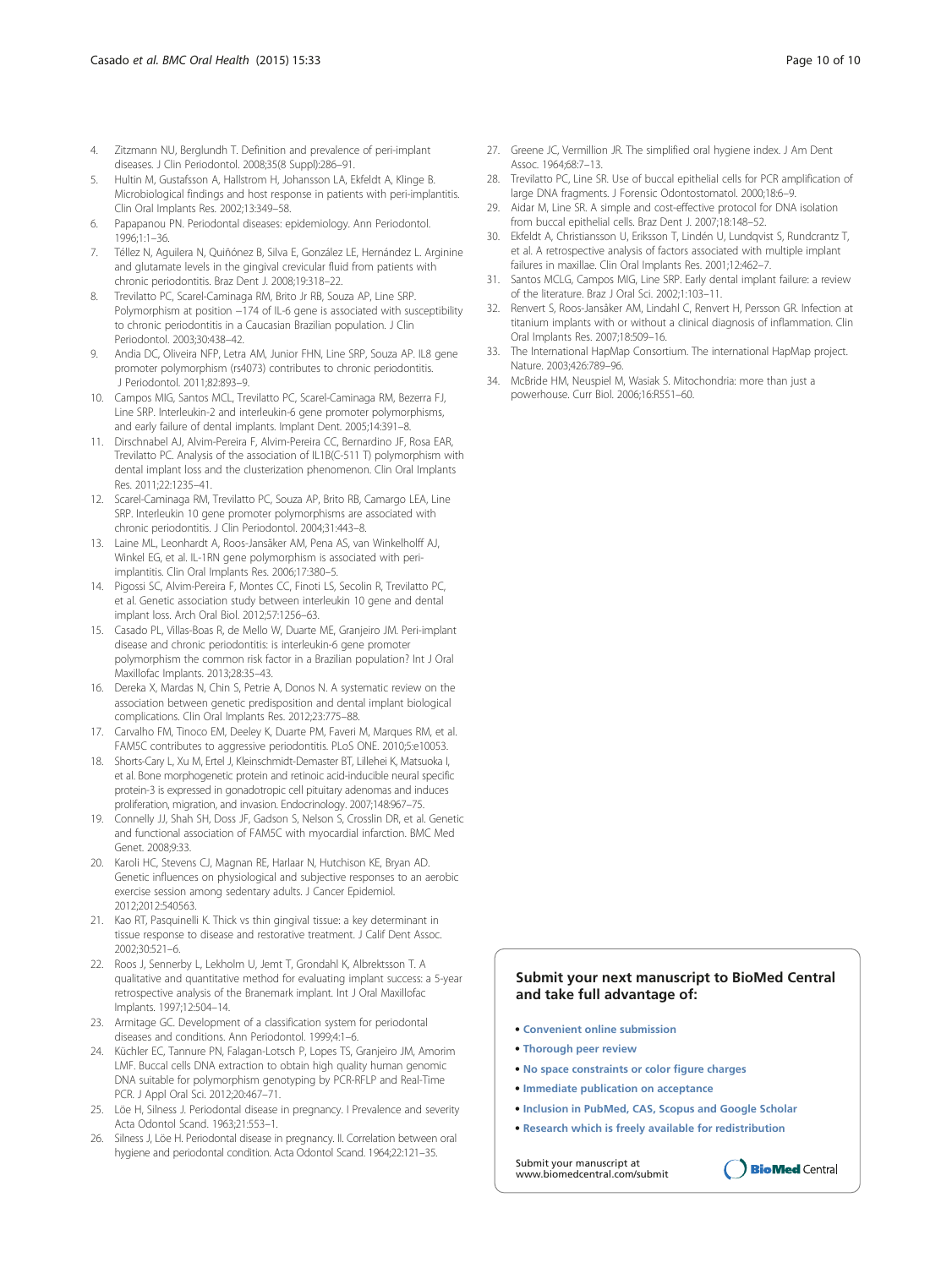4. Zitzmann NU, Berglundh T. Definition and prevalence of peri-implant diseases. J Clin Periodontol. 2008;35(8 Suppl):286–91.
5. Hultin M, Gustafsson A, Hallstrom H, Johansson LA, Ekfeldt A, Klinge B. Microbiological findings and host response in patients with peri-implantitis. Clin Oral Implants Res. 2002;13:349–58.
6. Papapanou PN. Periodontal diseases: epidemiology. Ann Periodontol. 1996;1:1–36.
7. Téllez N, Aguilera N, Quiñónez B, Silva E, González LE, Hernández L. Arginine and glutamate levels in the gingival crevicular fluid from patients with chronic periodontitis. Braz Dent J. 2008;19:318–22.
8. Trevilatto PC, Scarel-Caminaga RM, Brito Jr RB, Souza AP, Line SRP. Polymorphism at position −174 of IL-6 gene is associated with susceptibility to chronic periodontitis in a Caucasian Brazilian population. J Clin Periodontol. 2003;30:438–42.
9. Andia DC, Oliveira NFP, Letra AM, Junior FHN, Line SRP, Souza AP. IL8 gene promoter polymorphism (rs4073) contributes to chronic periodontitis. J Periodontol. 2011;82:893–9.
10. Campos MIG, Santos MCL, Trevilatto PC, Scarel-Caminaga RM, Bezerra FJ, Line SRP. Interleukin-2 and interleukin-6 gene promoter polymorphisms, and early failure of dental implants. Implant Dent. 2005;14:391–8.
11. Dirschnabel AJ, Alvim-Pereira F, Alvim-Pereira CC, Bernardino JF, Rosa EAR, Trevilatto PC. Analysis of the association of IL1B(C-511 T) polymorphism with dental implant loss and the clusterization phenomenon. Clin Oral Implants Res. 2011;22:1235–41.
12. Scarel-Caminaga RM, Trevilatto PC, Souza AP, Brito RB, Camargo LEA, Line SRP. Interleukin 10 gene promoter polymorphisms are associated with chronic periodontitis. J Clin Periodontol. 2004;31:443–8.
13. Laine ML, Leonhardt A, Roos-Jansåker AM, Pena AS, van Winkelholff AJ, Winkel EG, et al. IL-1RN gene polymorphism is associated with peri-implantitis. Clin Oral Implants Res. 2006;17:380–5.
14. Pigossi SC, Alvim-Pereira F, Montes CC, Finoti LS, Secolin R, Trevilatto PC, et al. Genetic association study between interleukin 10 gene and dental implant loss. Arch Oral Biol. 2012;57:1256–63.
15. Casado PL, Villas-Boas R, de Mello W, Duarte ME, Granjeiro JM. Peri-implant disease and chronic periodontitis: is interleukin-6 gene promoter polymorphism the common risk factor in a Brazilian population? Int J Oral Maxillofac Implants. 2013;28:35–43.
16. Dereka X, Mardas N, Chin S, Petrie A, Donos N. A systematic review on the association between genetic predisposition and dental implant biological complications. Clin Oral Implants Res. 2012;23:775–88.
17. Carvalho FM, Tinoco EM, Deeley K, Duarte PM, Faveri M, Marques RM, et al. FAM5C contributes to aggressive periodontitis. PLoS ONE. 2010;5:e10053.
18. Shorts-Cary L, Xu M, Ertel J, Kleinschmidt-Demaster BT, Lillehei K, Matsuoka I, et al. Bone morphogenetic protein and retinoic acid-inducible neural specific protein-3 is expressed in gonadotropic cell pituitary adenomas and induces proliferation, migration, and invasion. Endocrinology. 2007;148:967–75.
19. Connelly JJ, Shah SH, Doss JF, Gadson S, Nelson S, Crosslin DR, et al. Genetic and functional association of FAM5C with myocardial infarction. BMC Med Genet. 2008;9:33.
20. Karoli HC, Stevens CJ, Magnan RE, Harlaar N, Hutchison KE, Bryan AD. Genetic influences on physiological and subjective responses to an aerobic exercise session among sedentary adults. J Cancer Epidemiol. 2012;2012:540563.
21. Kao RT, Pasquinelli K. Thick vs thin gingival tissue: a key determinant in tissue response to disease and restorative treatment. J Calif Dent Assoc. 2002;30:521–6.
22. Roos J, Sennerby L, Lekholm U, Jemt T, Grondahl K, Albrektsson T. A qualitative and quantitative method for evaluating implant success: a 5-year retrospective analysis of the Branemark implant. Int J Oral Maxillofac Implants. 1997;12:504–14.
23. Armitage GC. Development of a classification system for periodontal diseases and conditions. Ann Periodontol. 1999;4:1–6.
24. Küchler EC, Tannure PN, Falagan-Lotsch P, Lopes TS, Granjeiro JM, Amorim LMF. Buccal cells DNA extraction to obtain high quality human genomic DNA suitable for polymorphism genotyping by PCR-RFLP and Real-Time PCR. J Appl Oral Sci. 2012;20:467–71.
25. Löe H, Silness J. Periodontal disease in pregnancy. I Prevalence and severity Acta Odontol Scand. 1963;21:553–1.
26. Silness J, Löe H. Periodontal disease in pregnancy. II. Correlation between oral hygiene and periodontal condition. Acta Odontol Scand. 1964;22:121–35.
27. Greene JC, Vermillion JR. The simplified oral hygiene index. J Am Dent Assoc. 1964;68:7–13.
28. Trevilatto PC, Line SR. Use of buccal epithelial cells for PCR amplification of large DNA fragments. J Forensic Odontostomatol. 2000;18:6–9.
29. Aidar M, Line SR. A simple and cost-effective protocol for DNA isolation from buccal epithelial cells. Braz Dent J. 2007;18:148–52.
30. Ekfeldt A, Christiansson U, Eriksson T, Lindén U, Lundqvist S, Rundcrantz T, et al. A retrospective analysis of factors associated with multiple implant failures in maxillae. Clin Oral Implants Res. 2001;12:462–7.
31. Santos MCLG, Campos MIG, Line SRP. Early dental implant failure: a review of the literature. Braz J Oral Sci. 2002;1:103–11.
32. Renvert S, Roos-Jansåker AM, Lindahl C, Renvert H, Persson GR. Infection at titanium implants with or without a clinical diagnosis of inflammation. Clin Oral Implants Res. 2007;18:509–16.
33. The International HapMap Consortium. The international HapMap project. Nature. 2003;426:789–96.
34. McBride HM, Neuspiel M, Wasiak S. Mitochondria: more than just a powerhouse. Curr Biol. 2006;16:R551–60.

**Submit your next manuscript to BioMed Central and take full advantage of:**

- Convenient online submission
- Thorough peer review
- No space constraints or color figure charges
- Immediate publication on acceptance
- Inclusion in PubMed, CAS, Scopus and Google Scholar
- Research which is freely available for redistribution

Submit your manuscript at www.biomedcentral.com/submit

BioMed Central